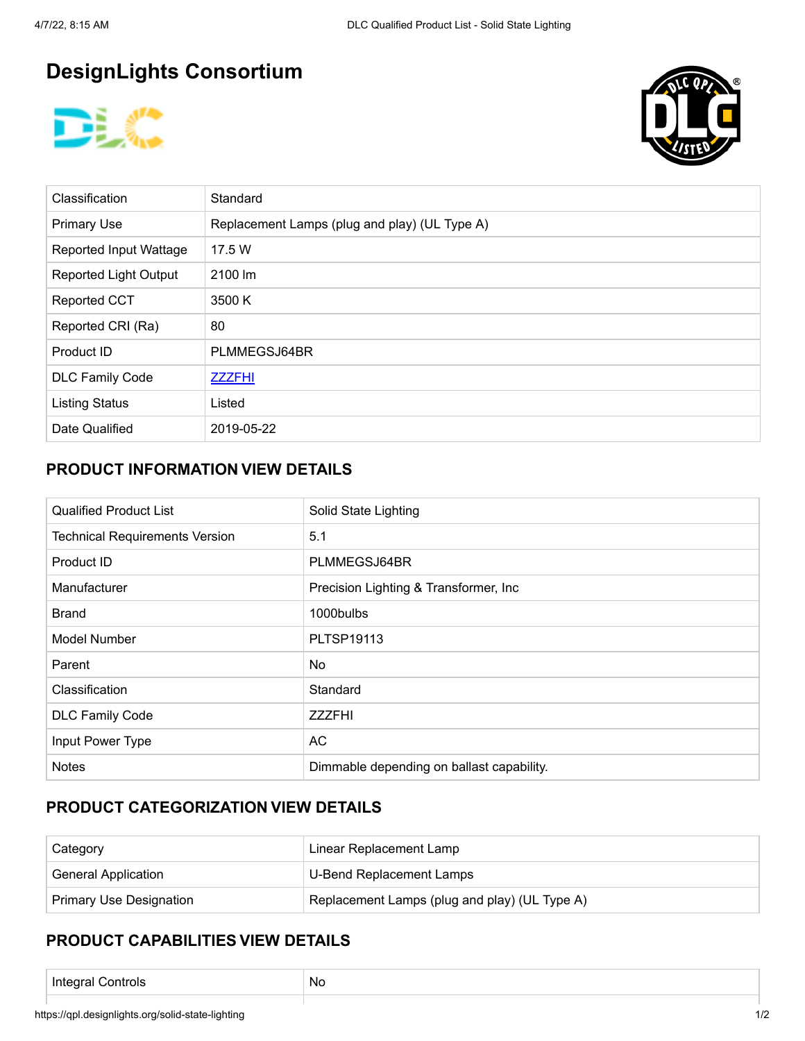# DesignLights Consortium

| Classification | Standard |
|---|---|
| Primary Use | Replacement Lamps (plug and play) (UL Type A) |
| Reported Input Wattage | 17.5 W |
| Reported Light Output | 2100 lm |
| Reported CCT | 3500 K |
| Reported CRI (Ra) | 80 |
| Product ID | PLMMEGSJ64BR |
| DLC Family Code | ZZZFHI |
| Listing Status | Listed |
| Date Qualified | 2019-05-22 |

## PRODUCT INFORMATION VIEW DETAILS

| Qualified Product List | Solid State Lighting |
|---|---|
| Technical Requirements Version | 5.1 |
| Product ID | PLMMEGSJ64BR |
| Manufacturer | Precision Lighting & Transformer, Inc |
| Brand | 1000bulbs |
| Model Number | PLTSP19113 |
| Parent | No |
| Classification | Standard |
| DLC Family Code | ZZZFHI |
| Input Power Type | AC |
| Notes | Dimmable depending on ballast capability. |

## PRODUCT CATEGORIZATION VIEW DETAILS

| Category | Linear Replacement Lamp |
|---|---|
| General Application | U-Bend Replacement Lamps |
| Primary Use Designation | Replacement Lamps (plug and play) (UL Type A) |

## PRODUCT CAPABILITIES VIEW DETAILS

| Integral Controls | No |
|---|---|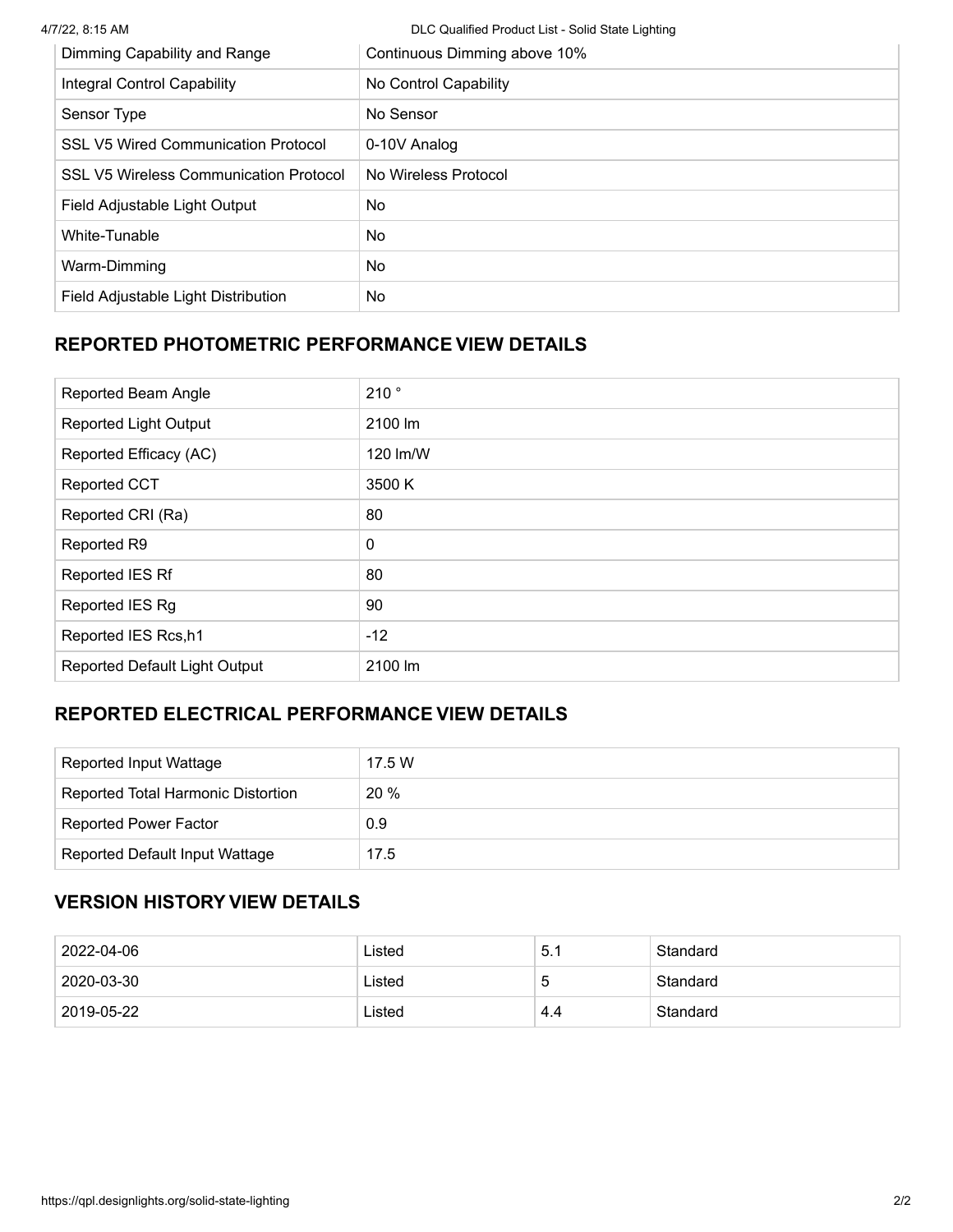| | |
|---|---|
| Dimming Capability and Range | Continuous Dimming above 10% |
| Integral Control Capability | No Control Capability |
| Sensor Type | No Sensor |
| SSL V5 Wired Communication Protocol | 0-10V Analog |
| SSL V5 Wireless Communication Protocol | No Wireless Protocol |
| Field Adjustable Light Output | No |
| White-Tunable | No |
| Warm-Dimming | No |
| Field Adjustable Light Distribution | No |

## REPORTED PHOTOMETRIC PERFORMANCE VIEW DETAILS

| | |
|---|---|
| Reported Beam Angle | 210 ° |
| Reported Light Output | 2100 lm |
| Reported Efficacy (AC) | 120 lm/W |
| Reported CCT | 3500 K |
| Reported CRI (Ra) | 80 |
| Reported R9 | 0 |
| Reported IES Rf | 80 |
| Reported IES Rg | 90 |
| Reported IES Rcs,h1 | -12 |
| Reported Default Light Output | 2100 lm |

## REPORTED ELECTRICAL PERFORMANCE VIEW DETAILS

| | |
|---|---|
| Reported Input Wattage | 17.5 W |
| Reported Total Harmonic Distortion | 20 % |
| Reported Power Factor | 0.9 |
| Reported Default Input Wattage | 17.5 |

## VERSION HISTORY VIEW DETAILS

| | | | |
|---|---|---|---|
| 2022-04-06 | Listed | 5.1 | Standard |
| 2020-03-30 | Listed | 5 | Standard |
| 2019-05-22 | Listed | 4.4 | Standard |